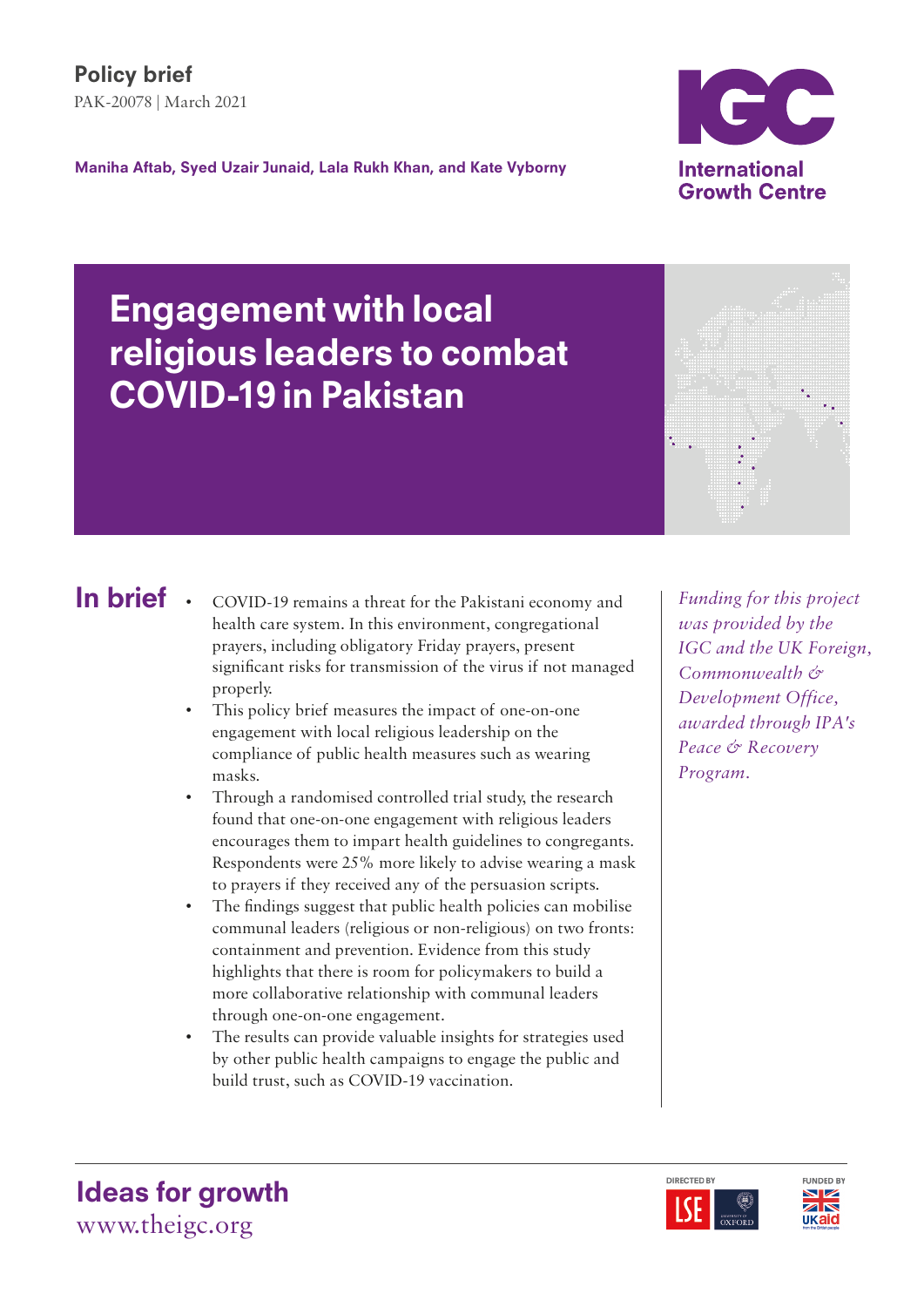Policy brief

PAK-20078 | March 2021

**Maniha Aftab, Syed Uzair Junaid, Lala Rukh Khan, and Kate Vyborny**

# Engagement with local religious leaders to combat COVID-19 in Pakistan

## In brief

- COVID-19 remains a threat for the Pakistani economy and health care system. In this environment, congregational prayers, including obligatory Friday prayers, present significant risks for transmission of the virus if not managed properly.
- This policy brief measures the impact of one-on-one engagement with local religious leadership on the compliance of public health measures such as wearing masks.
- Through a randomised controlled trial study, the research found that one-on-one engagement with religious leaders encourages them to impart health guidelines to congregants. Respondents were 25% more likely to advise wearing a mask to prayers if they received any of the persuasion scripts.
- The findings suggest that public health policies can mobilise communal leaders (religious or non-religious) on two fronts: containment and prevention. Evidence from this study highlights that there is room for policymakers to build a more collaborative relationship with communal leaders through one-on-one engagement.
- The results can provide valuable insights for strategies used by other public health campaigns to engage the public and build trust, such as COVID-19 vaccination.

*Funding for this project was provided by the IGC and the UK Foreign, Commonwealth & Development Office, awarded through IPA's Peace & Recovery Program.*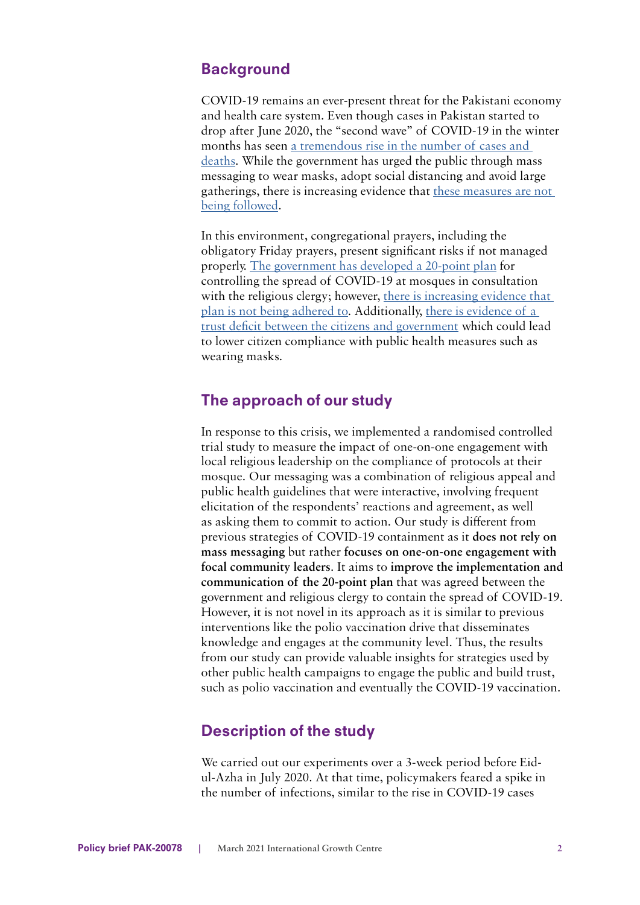## Background

COVID-19 remains an ever-present threat for the Pakistani economy and health care system. Even though cases in Pakistan started to drop after June 2020, the "second wave" of COVID-19 in the winter months has seen a tremendous rise in the number of cases and deaths. While the government has urged the public through mass messaging to wear masks, adopt social distancing and avoid large gatherings, there is increasing evidence that these measures are not being followed.

In this environment, congregational prayers, including the obligatory Friday prayers, present significant risks if not managed properly. The government has developed a 20-point plan for controlling the spread of COVID-19 at mosques in consultation with the religious clergy; however, there is increasing evidence that plan is not being adhered to. Additionally, there is evidence of a trust deficit between the citizens and government which could lead to lower citizen compliance with public health measures such as wearing masks.

## The approach of our study

In response to this crisis, we implemented a randomised controlled trial study to measure the impact of one-on-one engagement with local religious leadership on the compliance of protocols at their mosque. Our messaging was a combination of religious appeal and public health guidelines that were interactive, involving frequent elicitation of the respondents' reactions and agreement, as well as asking them to commit to action. Our study is different from previous strategies of COVID-19 containment as it **does not rely on mass messaging** but rather **focuses on one-on-one engagement with focal community leaders**. It aims to **improve the implementation and communication of the 20-point plan** that was agreed between the government and religious clergy to contain the spread of COVID-19. However, it is not novel in its approach as it is similar to previous interventions like the polio vaccination drive that disseminates knowledge and engages at the community level. Thus, the results from our study can provide valuable insights for strategies used by other public health campaigns to engage the public and build trust, such as polio vaccination and eventually the COVID-19 vaccination.

## Description of the study

We carried out our experiments over a 3-week period before Eid-ul-Azha in July 2020. At that time, policymakers feared a spike in the number of infections, similar to the rise in COVID-19 cases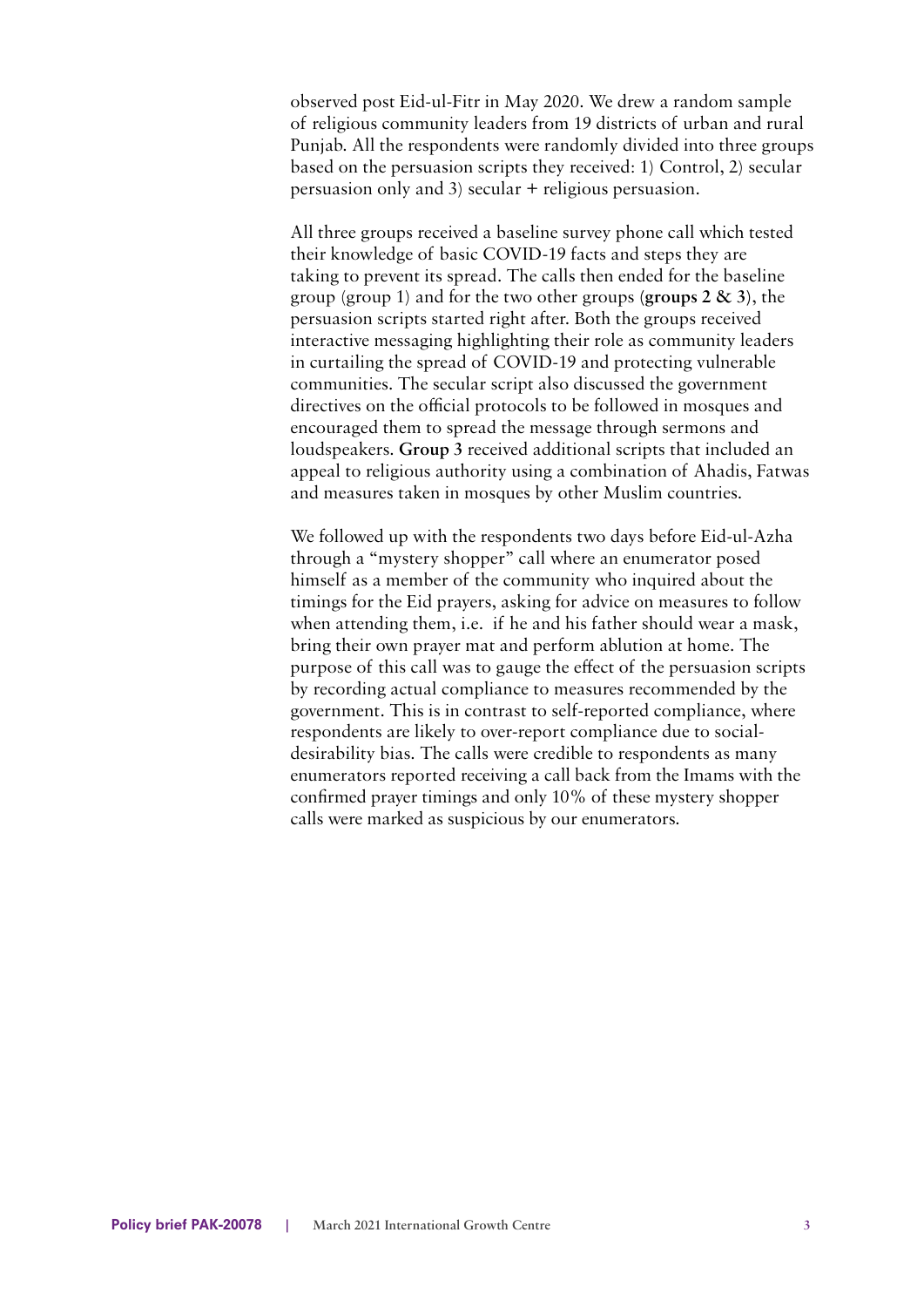observed post Eid-ul-Fitr in May 2020. We drew a random sample of religious community leaders from 19 districts of urban and rural Punjab. All the respondents were randomly divided into three groups based on the persuasion scripts they received: 1) Control, 2) secular persuasion only and 3) secular + religious persuasion.

All three groups received a baseline survey phone call which tested their knowledge of basic COVID-19 facts and steps they are taking to prevent its spread. The calls then ended for the baseline group (group 1) and for the two other groups (**groups 2 & 3**), the persuasion scripts started right after. Both the groups received interactive messaging highlighting their role as community leaders in curtailing the spread of COVID-19 and protecting vulnerable communities. The secular script also discussed the government directives on the official protocols to be followed in mosques and encouraged them to spread the message through sermons and loudspeakers. **Group 3** received additional scripts that included an appeal to religious authority using a combination of Ahadis, Fatwas and measures taken in mosques by other Muslim countries.

We followed up with the respondents two days before Eid-ul-Azha through a "mystery shopper" call where an enumerator posed himself as a member of the community who inquired about the timings for the Eid prayers, asking for advice on measures to follow when attending them, i.e. if he and his father should wear a mask, bring their own prayer mat and perform ablution at home. The purpose of this call was to gauge the effect of the persuasion scripts by recording actual compliance to measures recommended by the government. This is in contrast to self-reported compliance, where respondents are likely to over-report compliance due to social-desirability bias. The calls were credible to respondents as many enumerators reported receiving a call back from the Imams with the confirmed prayer timings and only 10% of these mystery shopper calls were marked as suspicious by our enumerators.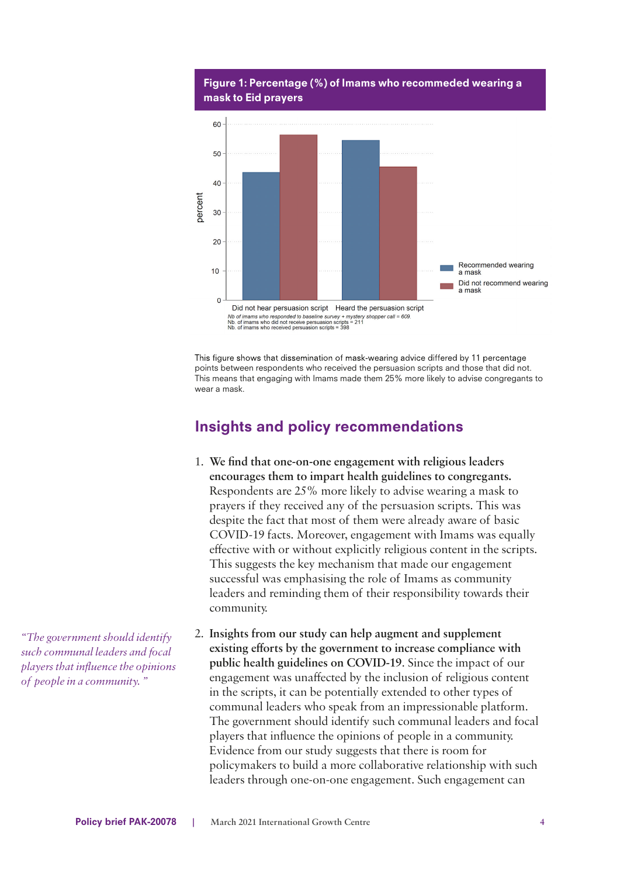**Figure 1: Percentage (%) of Imams who recomeded wearing a mask to Eid prayers**

Nb of imams who responded to baseline survey + mystery shopper call = 609.
Nb. of imams who did not receive persuasion scripts = 211
Nb. of imams who received persuasion scripts = 398

This figure shows that dissemination of mask-wearing advice differed by 11 percentage points between respondents who received the persuasion scripts and those that did not. This means that engaging with Imams made them 25% more likely to advise congregants to wear a mask.

## Insights and policy recommendations

1. **We find that one-on-one engagement with religious leaders encourages them to impart health guidelines to congregants.** Respondents are 25% more likely to advise wearing a mask to prayers if they received any of the persuasion scripts. This was despite the fact that most of them were already aware of basic COVID-19 facts. Moreover, engagement with Imams was equally effective with or without explicitly religious content in the scripts. This suggests the key mechanism that made our engagement successful was emphasising the role of Imams as community leaders and reminding them of their responsibility towards their community.

*"The government should identify such communal leaders and focal players that influence the opinions of people in a community."*

2. **Insights from our study can help augment and supplement existing efforts by the government to increase compliance with public health guidelines on COVID-19.** Since the impact of our engagement was unaffected by the inclusion of religious content in the scripts, it can be potentially extended to other types of communal leaders who speak from an impressionable platform. The government should identify such communal leaders and focal players that influence the opinions of people in a community. Evidence from our study suggests that there is room for policymakers to build a more collaborative relationship with such leaders through one-on-one engagement. Such engagement can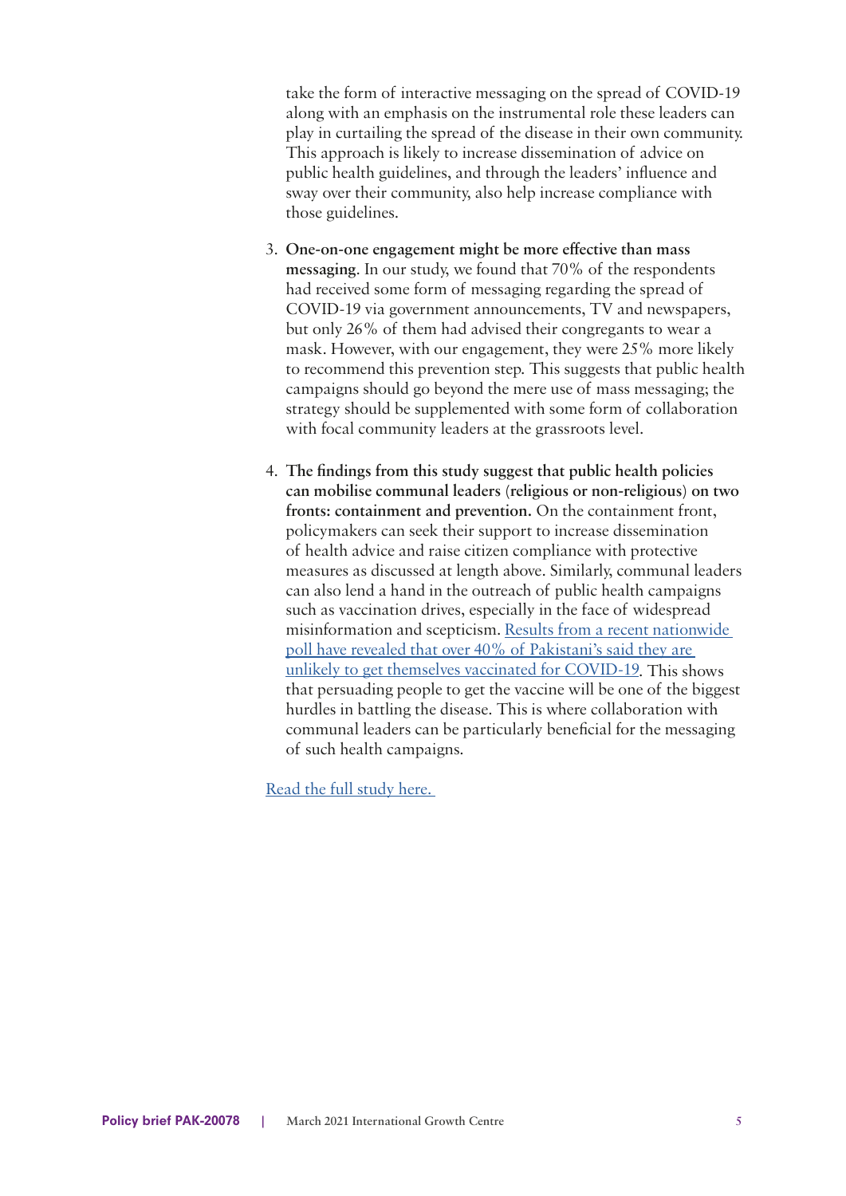take the form of interactive messaging on the spread of COVID-19 along with an emphasis on the instrumental role these leaders can play in curtailing the spread of the disease in their own community. This approach is likely to increase dissemination of advice on public health guidelines, and through the leaders' influence and sway over their community, also help increase compliance with those guidelines.

3. **One-on-one engagement might be more effective than mass messaging**. In our study, we found that 70% of the respondents had received some form of messaging regarding the spread of COVID-19 via government announcements, TV and newspapers, but only 26% of them had advised their congregants to wear a mask. However, with our engagement, they were 25% more likely to recommend this prevention step. This suggests that public health campaigns should go beyond the mere use of mass messaging; the strategy should be supplemented with some form of collaboration with focal community leaders at the grassroots level.

4. **The findings from this study suggest that public health policies can mobilise communal leaders (religious or non-religious) on two fronts: containment and prevention.** On the containment front, policymakers can seek their support to increase dissemination of health advice and raise citizen compliance with protective measures as discussed at length above. Similarly, communal leaders can also lend a hand in the outreach of public health campaigns such as vaccination drives, especially in the face of widespread misinformation and scepticism. Results from a recent nationwide poll have revealed that over 40% of Pakistani's said they are unlikely to get themselves vaccinated for COVID-19. This shows that persuading people to get the vaccine will be one of the biggest hurdles in battling the disease. This is where collaboration with communal leaders can be particularly beneficial for the messaging of such health campaigns.

Read the full study here.